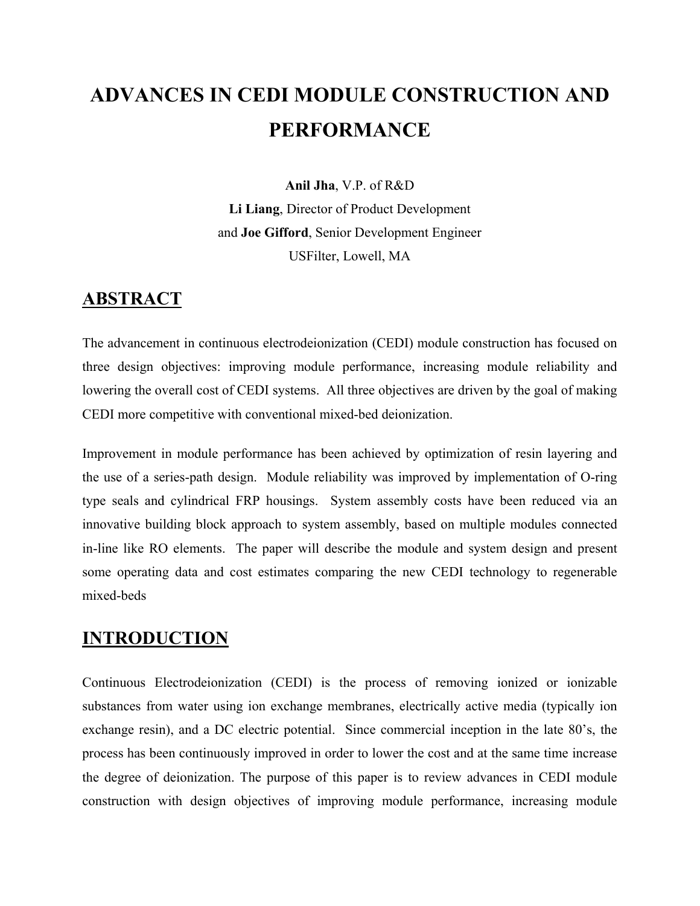# ADVANCES IN CEDI MODULE CONSTRUCTION AND PERFORMANCE

**Anil Jha**, V.P. of R&D
**Li Liang**, Director of Product Development
and **Joe Gifford**, Senior Development Engineer
USFilter, Lowell, MA

## ABSTRACT

The advancement in continuous electrodeionization (CEDI) module construction has focused on three design objectives: improving module performance, increasing module reliability and lowering the overall cost of CEDI systems. All three objectives are driven by the goal of making CEDI more competitive with conventional mixed-bed deionization.

Improvement in module performance has been achieved by optimization of resin layering and the use of a series-path design. Module reliability was improved by implementation of O-ring type seals and cylindrical FRP housings. System assembly costs have been reduced via an innovative building block approach to system assembly, based on multiple modules connected in-line like RO elements. The paper will describe the module and system design and present some operating data and cost estimates comparing the new CEDI technology to regenerable mixed-beds

## INTRODUCTION

Continuous Electrodeionization (CEDI) is the process of removing ionized or ionizable substances from water using ion exchange membranes, electrically active media (typically ion exchange resin), and a DC electric potential. Since commercial inception in the late 80's, the process has been continuously improved in order to lower the cost and at the same time increase the degree of deionization. The purpose of this paper is to review advances in CEDI module construction with design objectives of improving module performance, increasing module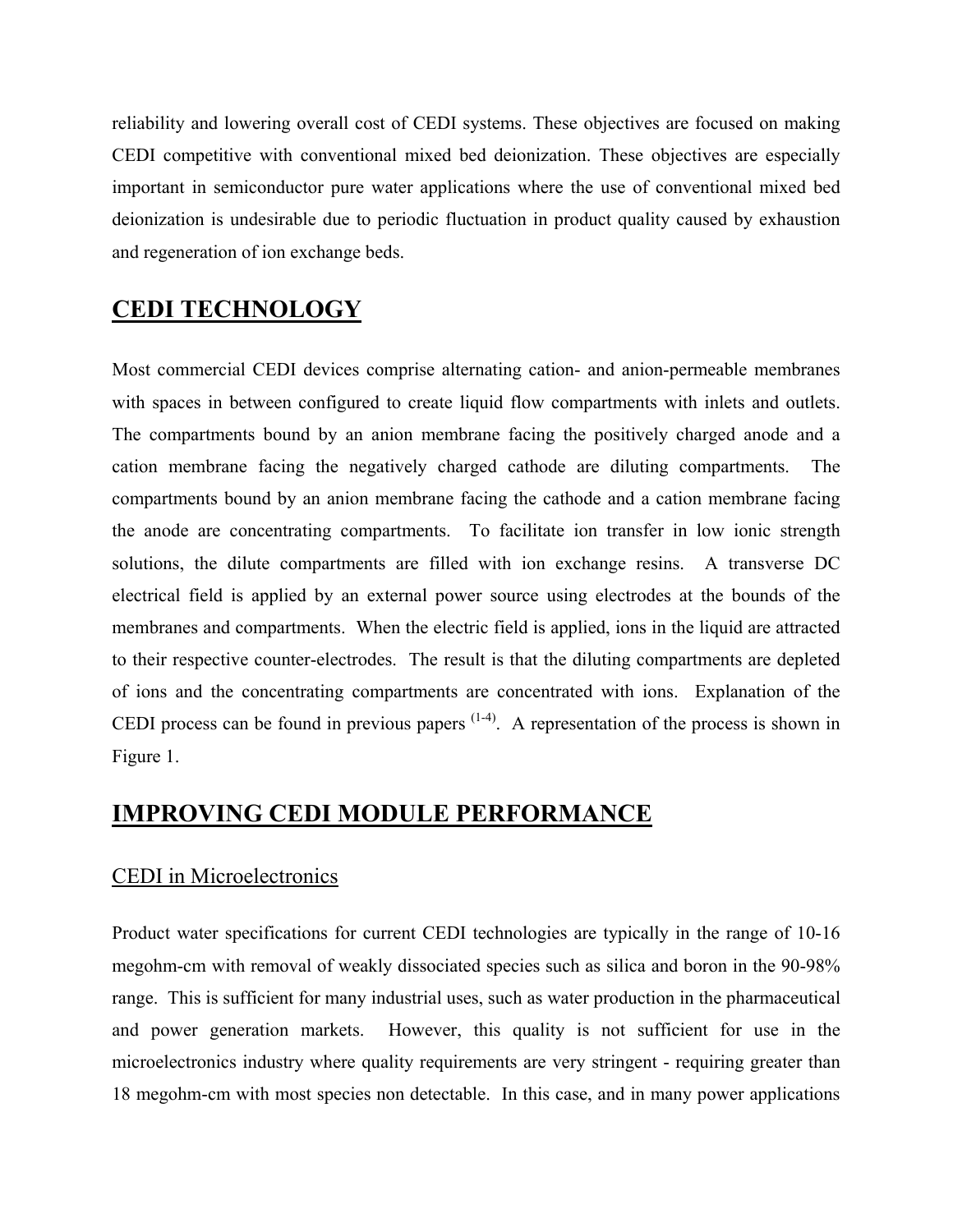reliability and lowering overall cost of CEDI systems. These objectives are focused on making CEDI competitive with conventional mixed bed deionization. These objectives are especially important in semiconductor pure water applications where the use of conventional mixed bed deionization is undesirable due to periodic fluctuation in product quality caused by exhaustion and regeneration of ion exchange beds.

## CEDI TECHNOLOGY

Most commercial CEDI devices comprise alternating cation- and anion-permeable membranes with spaces in between configured to create liquid flow compartments with inlets and outlets. The compartments bound by an anion membrane facing the positively charged anode and a cation membrane facing the negatively charged cathode are diluting compartments. The compartments bound by an anion membrane facing the cathode and a cation membrane facing the anode are concentrating compartments. To facilitate ion transfer in low ionic strength solutions, the dilute compartments are filled with ion exchange resins. A transverse DC electrical field is applied by an external power source using electrodes at the bounds of the membranes and compartments. When the electric field is applied, ions in the liquid are attracted to their respective counter-electrodes. The result is that the diluting compartments are depleted of ions and the concentrating compartments are concentrated with ions. Explanation of the CEDI process can be found in previous papers [1-4]. A representation of the process is shown in Figure 1.

## IMPROVING CEDI MODULE PERFORMANCE

### CEDI in Microelectronics

Product water specifications for current CEDI technologies are typically in the range of 10-16 megohm-cm with removal of weakly dissociated species such as silica and boron in the 90-98% range. This is sufficient for many industrial uses, such as water production in the pharmaceutical and power generation markets. However, this quality is not sufficient for use in the microelectronics industry where quality requirements are very stringent - requiring greater than 18 megohm-cm with most species non detectable. In this case, and in many power applications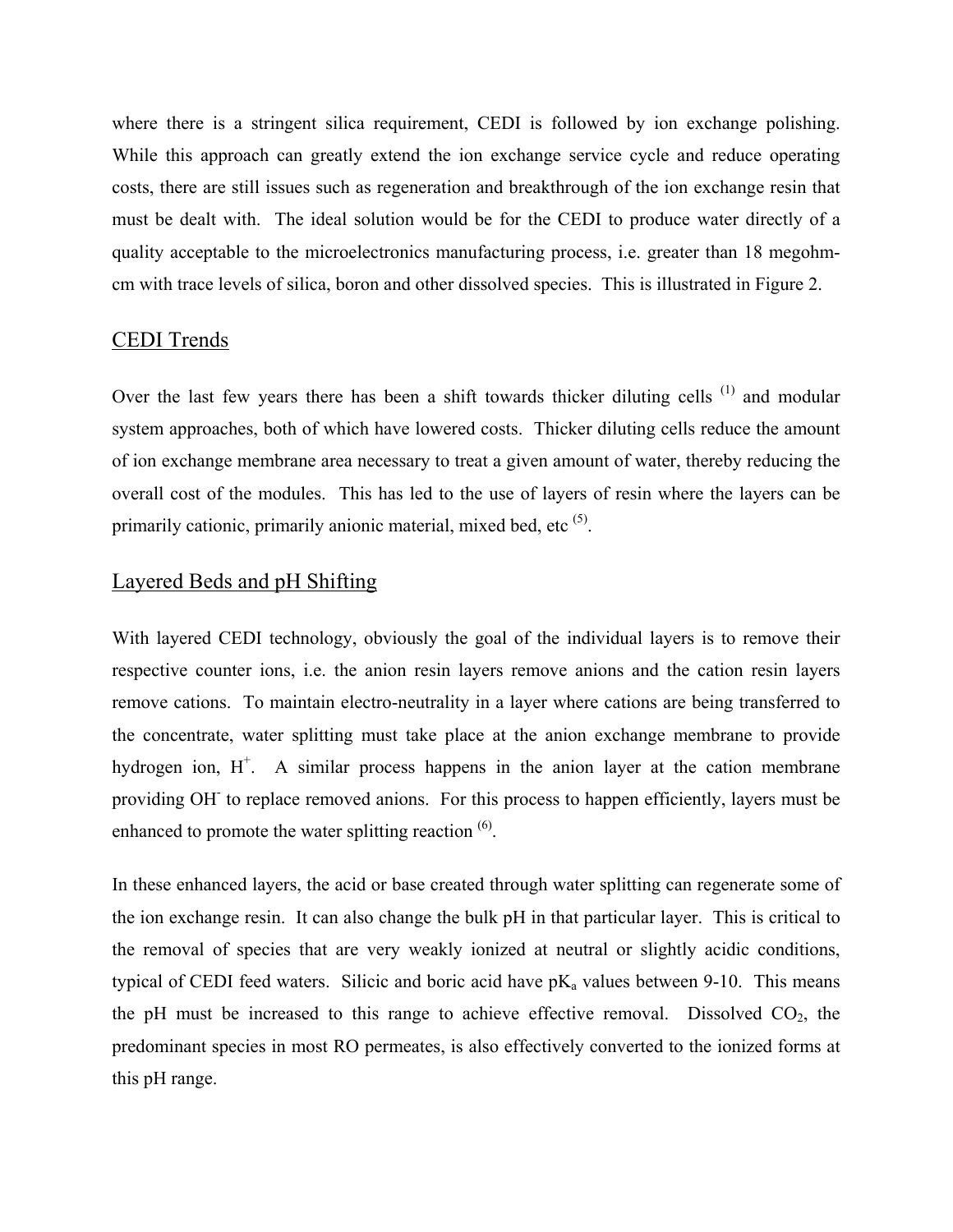where there is a stringent silica requirement, CEDI is followed by ion exchange polishing. While this approach can greatly extend the ion exchange service cycle and reduce operating costs, there are still issues such as regeneration and breakthrough of the ion exchange resin that must be dealt with. The ideal solution would be for the CEDI to produce water directly of a quality acceptable to the microelectronics manufacturing process, i.e. greater than 18 megohm-cm with trace levels of silica, boron and other dissolved species. This is illustrated in Figure 2.

## CEDI Trends

Over the last few years there has been a shift towards thicker diluting cells [1] and modular system approaches, both of which have lowered costs. Thicker diluting cells reduce the amount of ion exchange membrane area necessary to treat a given amount of water, thereby reducing the overall cost of the modules. This has led to the use of layers of resin where the layers can be primarily cationic, primarily anionic material, mixed bed, etc [5].

## Layered Beds and pH Shifting

With layered CEDI technology, obviously the goal of the individual layers is to remove their respective counter ions, i.e. the anion resin layers remove anions and the cation resin layers remove cations. To maintain electro-neutrality in a layer where cations are being transferred to the concentrate, water splitting must take place at the anion exchange membrane to provide hydrogen ion, $H^+$. A similar process happens in the anion layer at the cation membrane providing $OH^-$ to replace removed anions. For this process to happen efficiently, layers must be enhanced to promote the water splitting reaction [6].

In these enhanced layers, the acid or base created through water splitting can regenerate some of the ion exchange resin. It can also change the bulk pH in that particular layer. This is critical to the removal of species that are very weakly ionized at neutral or slightly acidic conditions, typical of CEDI feed waters. Silicic and boric acid have $pK_a$ values between 9-10. This means the pH must be increased to this range to achieve effective removal. Dissolved $CO_2$, the predominant species in most RO permeates, is also effectively converted to the ionized forms at this pH range.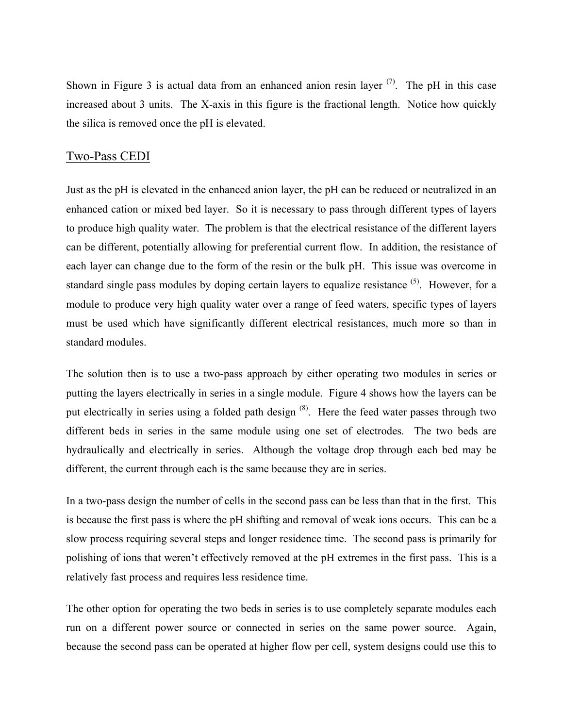Shown in Figure 3 is actual data from an enhanced anion resin layer [7]. The pH in this case increased about 3 units. The X-axis in this figure is the fractional length. Notice how quickly the silica is removed once the pH is elevated.

## Two-Pass CEDI

Just as the pH is elevated in the enhanced anion layer, the pH can be reduced or neutralized in an enhanced cation or mixed bed layer. So it is necessary to pass through different types of layers to produce high quality water. The problem is that the electrical resistance of the different layers can be different, potentially allowing for preferential current flow. In addition, the resistance of each layer can change due to the form of the resin or the bulk pH. This issue was overcome in standard single pass modules by doping certain layers to equalize resistance [5]. However, for a module to produce very high quality water over a range of feed waters, specific types of layers must be used which have significantly different electrical resistances, much more so than in standard modules.

The solution then is to use a two-pass approach by either operating two modules in series or putting the layers electrically in series in a single module. Figure 4 shows how the layers can be put electrically in series using a folded path design [8]. Here the feed water passes through two different beds in series in the same module using one set of electrodes. The two beds are hydraulically and electrically in series. Although the voltage drop through each bed may be different, the current through each is the same because they are in series.

In a two-pass design the number of cells in the second pass can be less than that in the first. This is because the first pass is where the pH shifting and removal of weak ions occurs. This can be a slow process requiring several steps and longer residence time. The second pass is primarily for polishing of ions that weren't effectively removed at the pH extremes in the first pass. This is a relatively fast process and requires less residence time.

The other option for operating the two beds in series is to use completely separate modules each run on a different power source or connected in series on the same power source. Again, because the second pass can be operated at higher flow per cell, system designs could use this to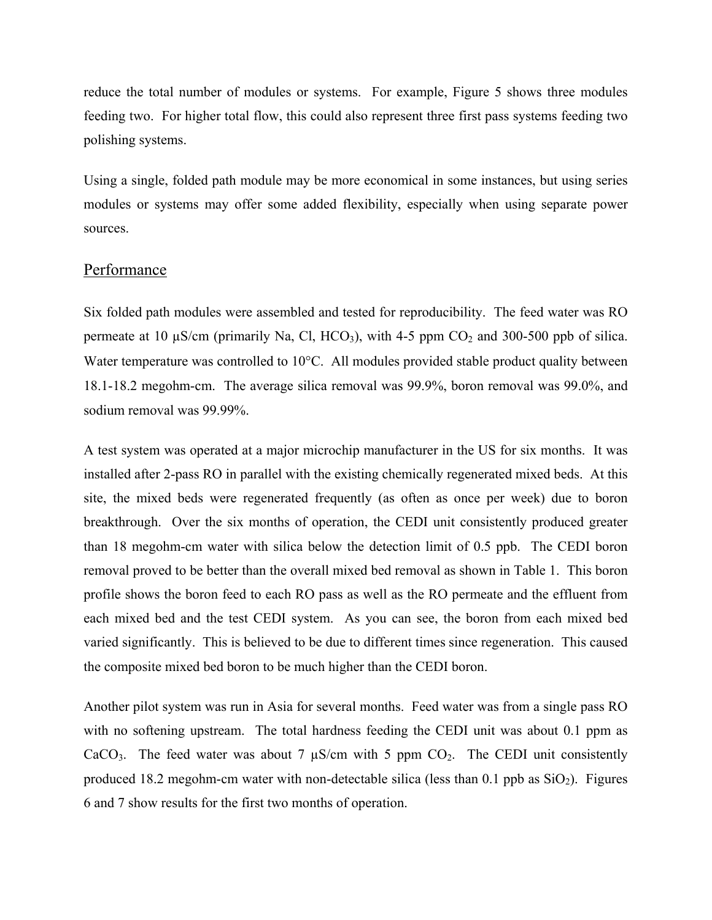reduce the total number of modules or systems. For example, Figure 5 shows three modules feeding two. For higher total flow, this could also represent three first pass systems feeding two polishing systems.

Using a single, folded path module may be more economical in some instances, but using series modules or systems may offer some added flexibility, especially when using separate power sources.

## Performance

Six folded path modules were assembled and tested for reproducibility. The feed water was RO permeate at 10 µS/cm (primarily Na, Cl, $HCO_3$), with 4-5 ppm $CO_2$ and 300-500 ppb of silica. Water temperature was controlled to 10°C. All modules provided stable product quality between 18.1-18.2 megohm-cm. The average silica removal was 99.9%, boron removal was 99.0%, and sodium removal was 99.99%.

A test system was operated at a major microchip manufacturer in the US for six months. It was installed after 2-pass RO in parallel with the existing chemically regenerated mixed beds. At this site, the mixed beds were regenerated frequently (as often as once per week) due to boron breakthrough. Over the six months of operation, the CEDI unit consistently produced greater than 18 megohm-cm water with silica below the detection limit of 0.5 ppb. The CEDI boron removal proved to be better than the overall mixed bed removal as shown in Table 1. This boron profile shows the boron feed to each RO pass as well as the RO permeate and the effluent from each mixed bed and the test CEDI system. As you can see, the boron from each mixed bed varied significantly. This is believed to be due to different times since regeneration. This caused the composite mixed bed boron to be much higher than the CEDI boron.

Another pilot system was run in Asia for several months. Feed water was from a single pass RO with no softening upstream. The total hardness feeding the CEDI unit was about 0.1 ppm as $CaCO_3$. The feed water was about 7 µS/cm with 5 ppm $CO_2$. The CEDI unit consistently produced 18.2 megohm-cm water with non-detectable silica (less than 0.1 ppb as $SiO_2$). Figures 6 and 7 show results for the first two months of operation.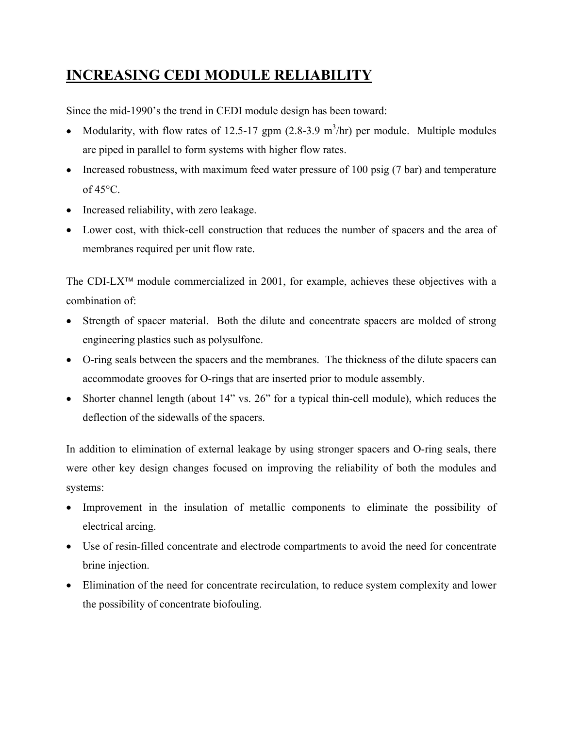## INCREASING CEDI MODULE RELIABILITY

Since the mid-1990's the trend in CEDI module design has been toward:

- Modularity, with flow rates of 12.5-17 gpm (2.8-3.9 $m^3$/hr) per module. Multiple modules are piped in parallel to form systems with higher flow rates.
- Increased robustness, with maximum feed water pressure of 100 psig (7 bar) and temperature of 45°C.
- Increased reliability, with zero leakage.
- Lower cost, with thick-cell construction that reduces the number of spacers and the area of membranes required per unit flow rate.

The CDI-LX™ module commercialized in 2001, for example, achieves these objectives with a combination of:

- Strength of spacer material. Both the dilute and concentrate spacers are molded of strong engineering plastics such as polysulfone.
- O-ring seals between the spacers and the membranes. The thickness of the dilute spacers can accommodate grooves for O-rings that are inserted prior to module assembly.
- Shorter channel length (about 14" vs. 26" for a typical thin-cell module), which reduces the deflection of the sidewalls of the spacers.

In addition to elimination of external leakage by using stronger spacers and O-ring seals, there were other key design changes focused on improving the reliability of both the modules and systems:

- Improvement in the insulation of metallic components to eliminate the possibility of electrical arcing.
- Use of resin-filled concentrate and electrode compartments to avoid the need for concentrate brine injection.
- Elimination of the need for concentrate recirculation, to reduce system complexity and lower the possibility of concentrate biofouling.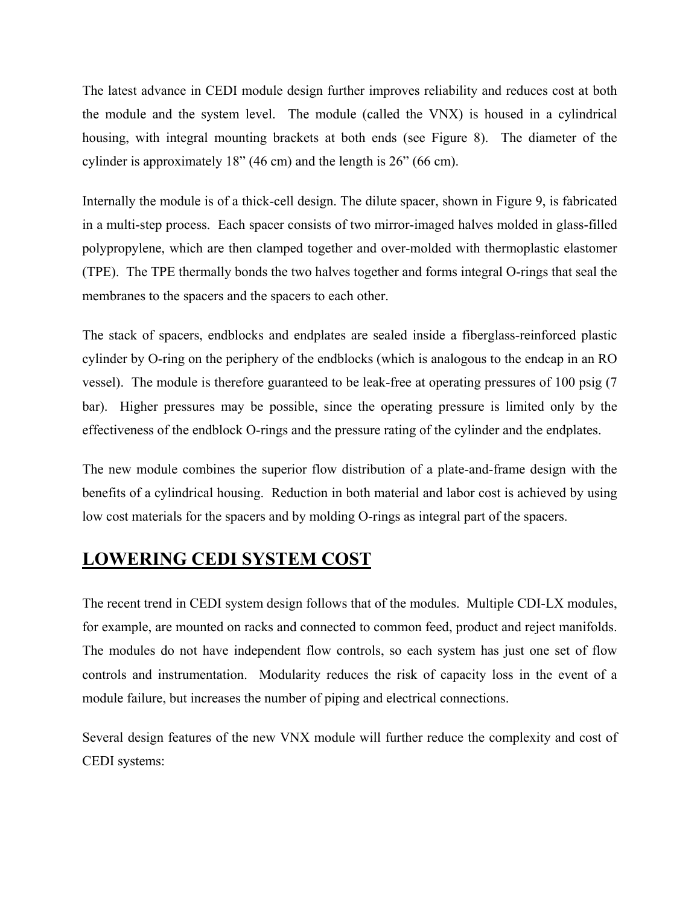The latest advance in CEDI module design further improves reliability and reduces cost at both the module and the system level. The module (called the VNX) is housed in a cylindrical housing, with integral mounting brackets at both ends (see Figure 8). The diameter of the cylinder is approximately 18" (46 cm) and the length is 26" (66 cm).

Internally the module is of a thick-cell design. The dilute spacer, shown in Figure 9, is fabricated in a multi-step process. Each spacer consists of two mirror-imaged halves molded in glass-filled polypropylene, which are then clamped together and over-molded with thermoplastic elastomer (TPE). The TPE thermally bonds the two halves together and forms integral O-rings that seal the membranes to the spacers and the spacers to each other.

The stack of spacers, endblocks and endplates are sealed inside a fiberglass-reinforced plastic cylinder by O-ring on the periphery of the endblocks (which is analogous to the endcap in an RO vessel). The module is therefore guaranteed to be leak-free at operating pressures of 100 psig (7 bar). Higher pressures may be possible, since the operating pressure is limited only by the effectiveness of the endblock O-rings and the pressure rating of the cylinder and the endplates.

The new module combines the superior flow distribution of a plate-and-frame design with the benefits of a cylindrical housing. Reduction in both material and labor cost is achieved by using low cost materials for the spacers and by molding O-rings as integral part of the spacers.

## LOWERING CEDI SYSTEM COST

The recent trend in CEDI system design follows that of the modules. Multiple CDI-LX modules, for example, are mounted on racks and connected to common feed, product and reject manifolds. The modules do not have independent flow controls, so each system has just one set of flow controls and instrumentation. Modularity reduces the risk of capacity loss in the event of a module failure, but increases the number of piping and electrical connections.

Several design features of the new VNX module will further reduce the complexity and cost of CEDI systems: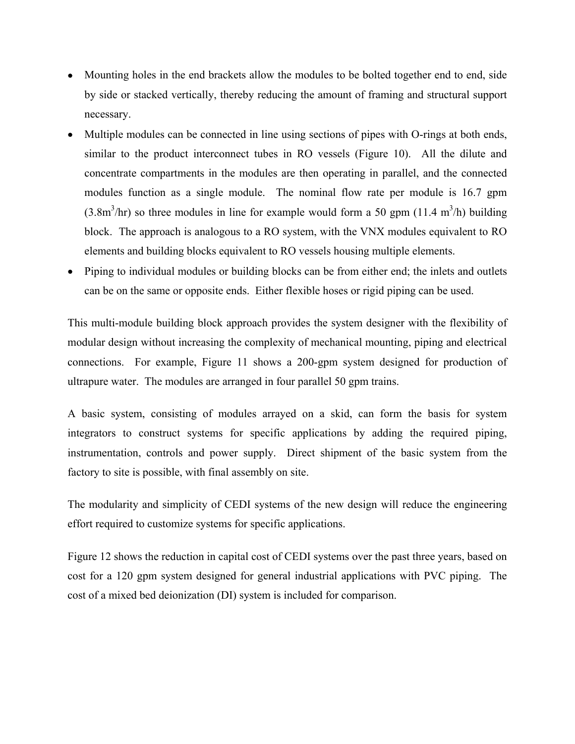- Mounting holes in the end brackets allow the modules to be bolted together end to end, side by side or stacked vertically, thereby reducing the amount of framing and structural support necessary.
- Multiple modules can be connected in line using sections of pipes with O-rings at both ends, similar to the product interconnect tubes in RO vessels (Figure 10). All the dilute and concentrate compartments in the modules are then operating in parallel, and the connected modules function as a single module. The nominal flow rate per module is 16.7 gpm ($3.8 m^3/hr$) so three modules in line for example would form a 50 gpm ($11.4\ m^3/h$) building block. The approach is analogous to a RO system, with the VNX modules equivalent to RO elements and building blocks equivalent to RO vessels housing multiple elements.
- Piping to individual modules or building blocks can be from either end; the inlets and outlets can be on the same or opposite ends. Either flexible hoses or rigid piping can be used.

This multi-module building block approach provides the system designer with the flexibility of modular design without increasing the complexity of mechanical mounting, piping and electrical connections. For example, Figure 11 shows a 200-gpm system designed for production of ultrapure water. The modules are arranged in four parallel 50 gpm trains.

A basic system, consisting of modules arrayed on a skid, can form the basis for system integrators to construct systems for specific applications by adding the required piping, instrumentation, controls and power supply. Direct shipment of the basic system from the factory to site is possible, with final assembly on site.

The modularity and simplicity of CEDI systems of the new design will reduce the engineering effort required to customize systems for specific applications.

Figure 12 shows the reduction in capital cost of CEDI systems over the past three years, based on cost for a 120 gpm system designed for general industrial applications with PVC piping. The cost of a mixed bed deionization (DI) system is included for comparison.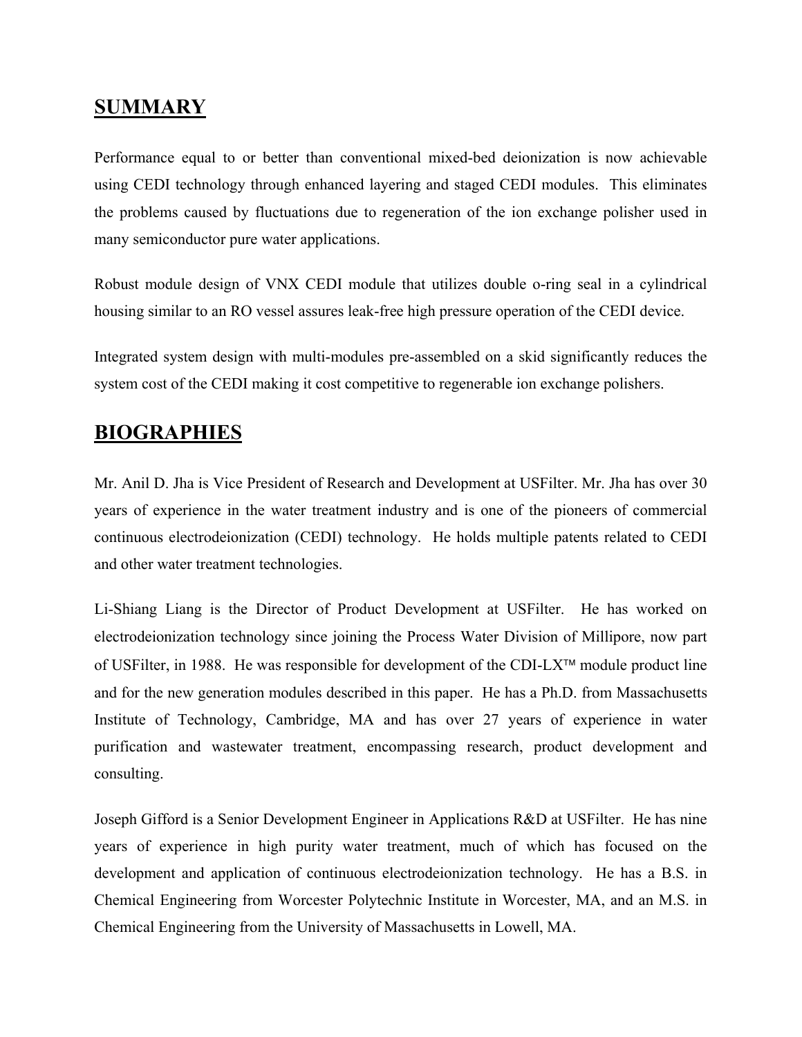## SUMMARY

Performance equal to or better than conventional mixed-bed deionization is now achievable using CEDI technology through enhanced layering and staged CEDI modules. This eliminates the problems caused by fluctuations due to regeneration of the ion exchange polisher used in many semiconductor pure water applications.

Robust module design of VNX CEDI module that utilizes double o-ring seal in a cylindrical housing similar to an RO vessel assures leak-free high pressure operation of the CEDI device.

Integrated system design with multi-modules pre-assembled on a skid significantly reduces the system cost of the CEDI making it cost competitive to regenerable ion exchange polishers.

## BIOGRAPHIES

Mr. Anil D. Jha is Vice President of Research and Development at USFilter. Mr. Jha has over 30 years of experience in the water treatment industry and is one of the pioneers of commercial continuous electrodeionization (CEDI) technology. He holds multiple patents related to CEDI and other water treatment technologies.

Li-Shiang Liang is the Director of Product Development at USFilter. He has worked on electrodeionization technology since joining the Process Water Division of Millipore, now part of USFilter, in 1988. He was responsible for development of the CDI-LX™ module product line and for the new generation modules described in this paper. He has a Ph.D. from Massachusetts Institute of Technology, Cambridge, MA and has over 27 years of experience in water purification and wastewater treatment, encompassing research, product development and consulting.

Joseph Gifford is a Senior Development Engineer in Applications R&D at USFilter. He has nine years of experience in high purity water treatment, much of which has focused on the development and application of continuous electrodeionization technology. He has a B.S. in Chemical Engineering from Worcester Polytechnic Institute in Worcester, MA, and an M.S. in Chemical Engineering from the University of Massachusetts in Lowell, MA.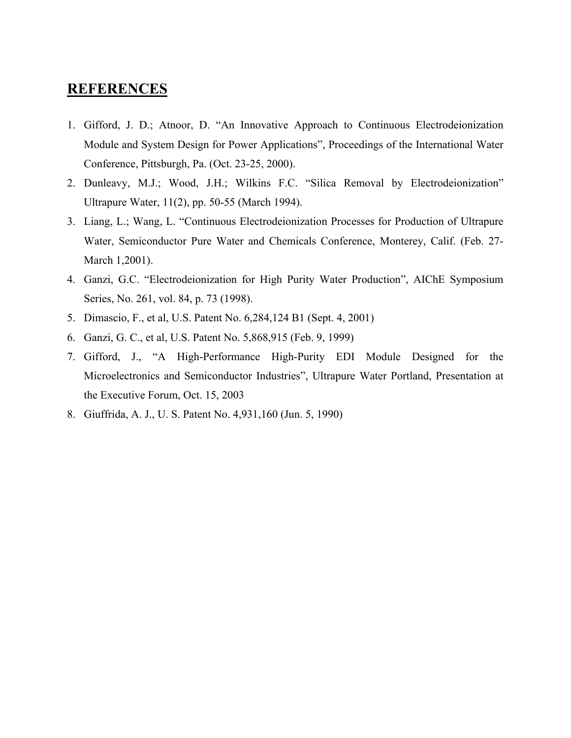## REFERENCES

1. Gifford, J. D.; Atnoor, D. "An Innovative Approach to Continuous Electrodeionization Module and System Design for Power Applications", Proceedings of the International Water Conference, Pittsburgh, Pa. (Oct. 23-25, 2000).
2. Dunleavy, M.J.; Wood, J.H.; Wilkins F.C. "Silica Removal by Electrodeionization" Ultrapure Water, 11(2), pp. 50-55 (March 1994).
3. Liang, L.; Wang, L. "Continuous Electrodeionization Processes for Production of Ultrapure Water, Semiconductor Pure Water and Chemicals Conference, Monterey, Calif. (Feb. 27-March 1,2001).
4. Ganzi, G.C. "Electrodeionization for High Purity Water Production", AIChE Symposium Series, No. 261, vol. 84, p. 73 (1998).
5. Dimascio, F., et al, U.S. Patent No. 6,284,124 B1 (Sept. 4, 2001)
6. Ganzi, G. C., et al, U.S. Patent No. 5,868,915 (Feb. 9, 1999)
7. Gifford, J., "A High-Performance High-Purity EDI Module Designed for the Microelectronics and Semiconductor Industries", Ultrapure Water Portland, Presentation at the Executive Forum, Oct. 15, 2003
8. Giuffrida, A. J., U. S. Patent No. 4,931,160 (Jun. 5, 1990)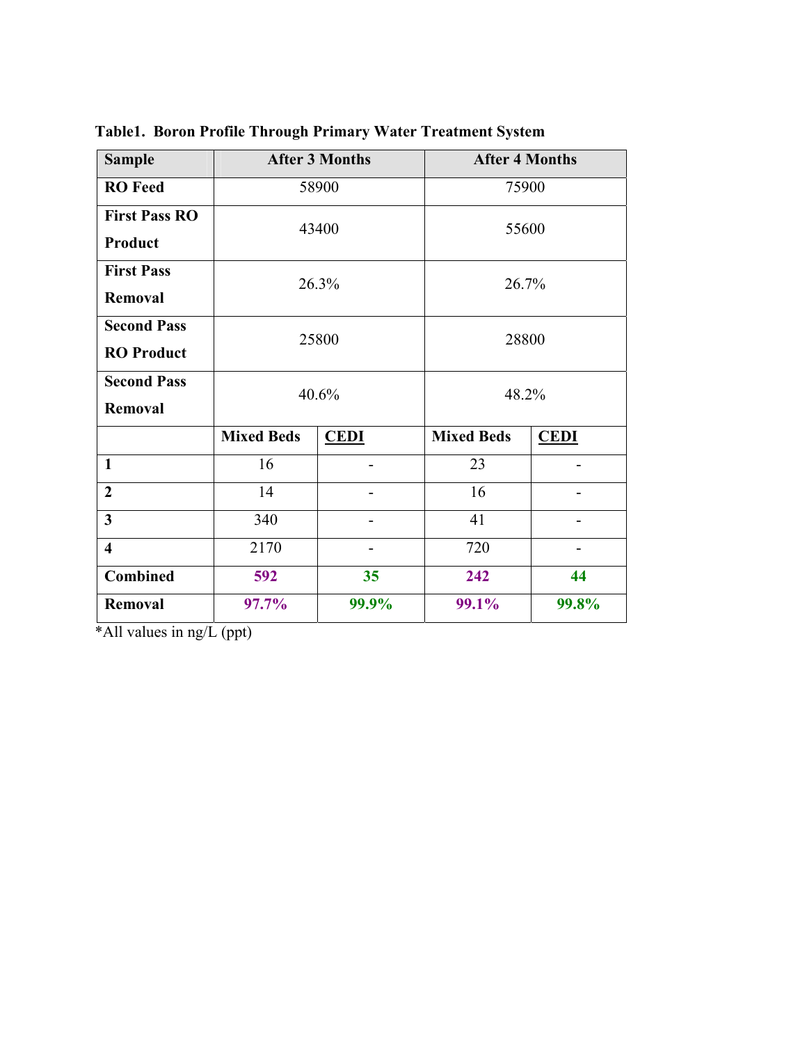**Table1. Boron Profile Through Primary Water Treatment System**

| Sample | After 3 Months | | After 4 Months | |
|---|---|---|---|---|
| **RO Feed** | 58900 | | 75900 | |
| **First Pass RO Product** | 43400 | | 55600 | |
| **First Pass Removal** | 26.3% | | 26.7% | |
| **Second Pass RO Product** | 25800 | | 28800 | |
| **Second Pass Removal** | 40.6% | | 48.2% | |
| | **Mixed Beds** | **CEDI** | **Mixed Beds** | **CEDI** |
| **1** | 16 | - | 23 | - |
| **2** | 14 | - | 16 | - |
| **3** | 340 | - | 41 | - |
| **4** | 2170 | - | 720 | - |
| **Combined** | **592** | **35** | **242** | **44** |
| **Removal** | **97.7%** | **99.9%** | **99.1%** | **99.8%** |

*All values in ng/L (ppt)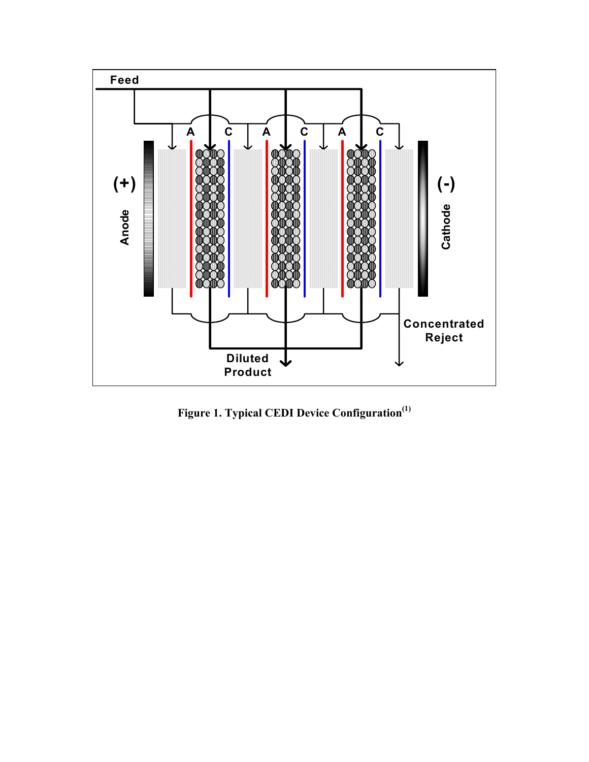**Figure 1. Typical CEDI Device Configuration(1)**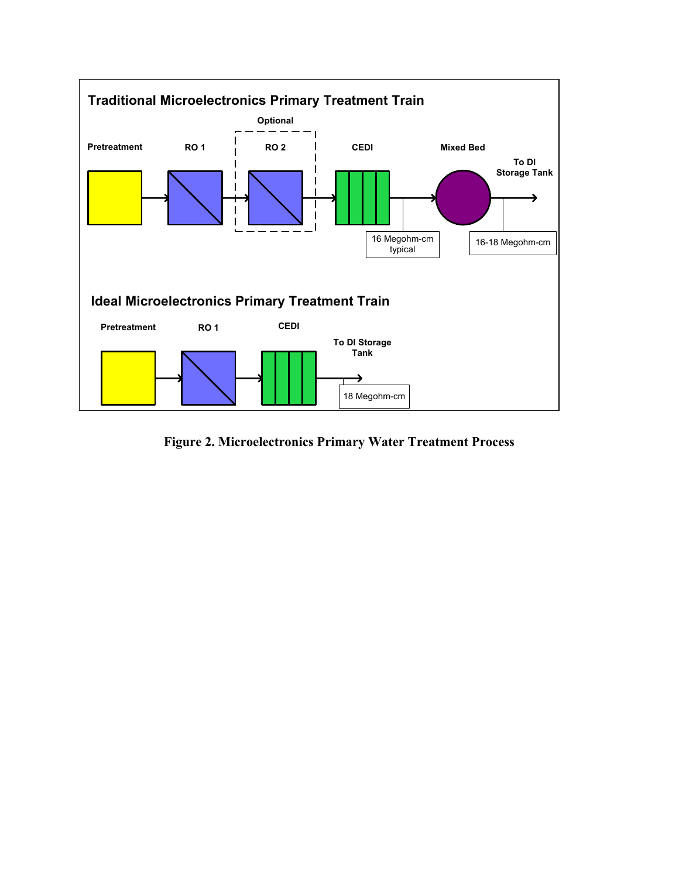**Traditional Microelectronics Primary Treatment Train**

Pretreatment → RO 1 → RO 2 (Optional) → CEDI → Mixed Bed → To DI Storage Tank

- After CEDI: 16 Megohm-cm typical
- After Mixed Bed: 16-18 Megohm-cm

**Ideal Microelectronics Primary Treatment Train**

Pretreatment → RO 1 → CEDI → To DI Storage Tank

- After CEDI: 18 Megohm-cm

**Figure 2. Microelectronics Primary Water Treatment Process**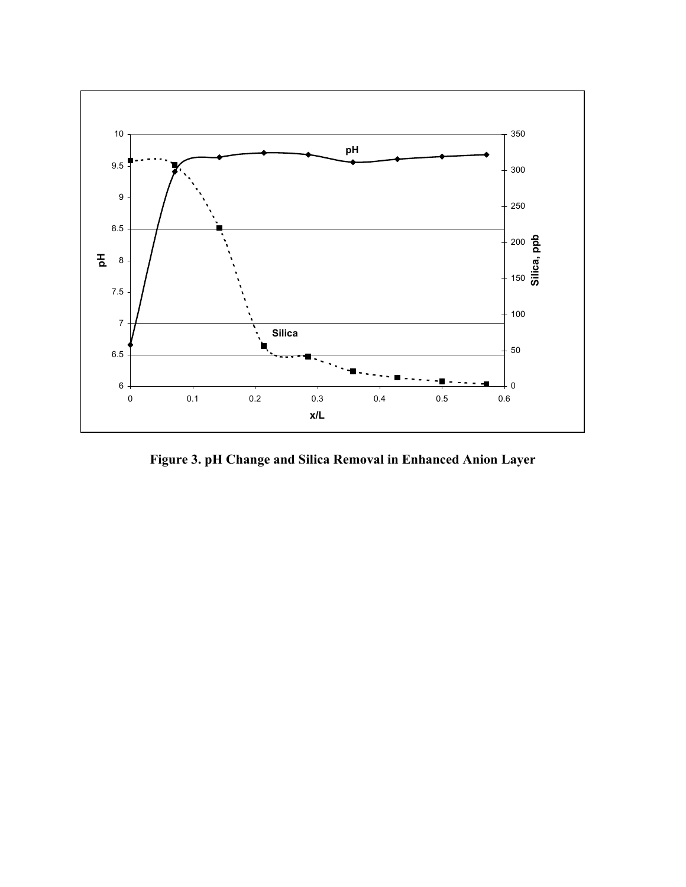Figure 3. pH Change and Silica Removal in Enhanced Anion Layer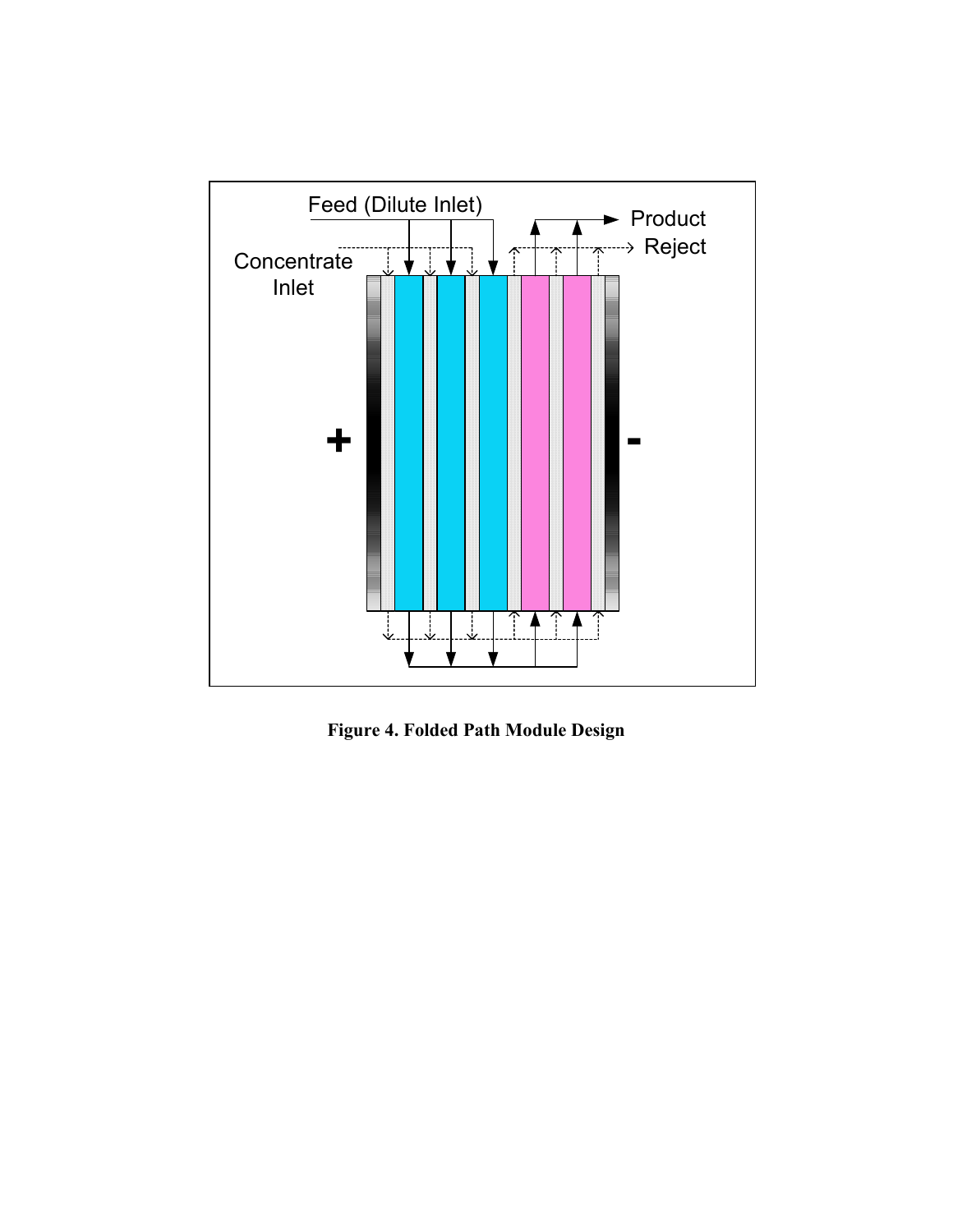Figure 4. Folded Path Module Design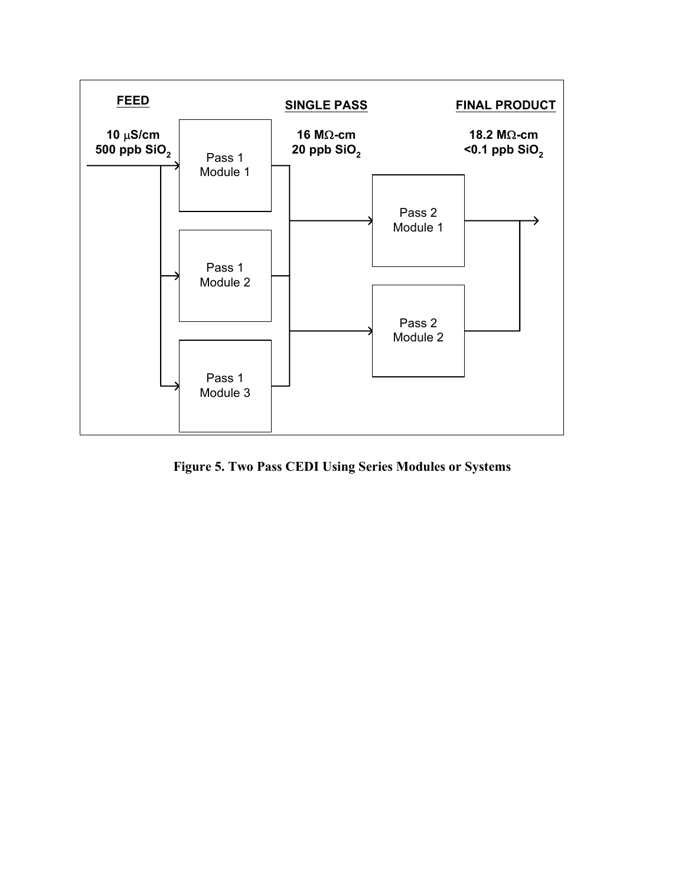**FEED**

10 μS/cm
500 ppb $SiO_2$

**SINGLE PASS**

16 MΩ-cm
20 ppb $SiO_2$

**FINAL PRODUCT**

18.2 MΩ-cm
<0.1 ppb $SiO_2$

Pass 1 Module 1

Pass 1 Module 2

Pass 1 Module 3

Pass 2 Module 1

Pass 2 Module 2

**Figure 5. Two Pass CEDI Using Series Modules or Systems**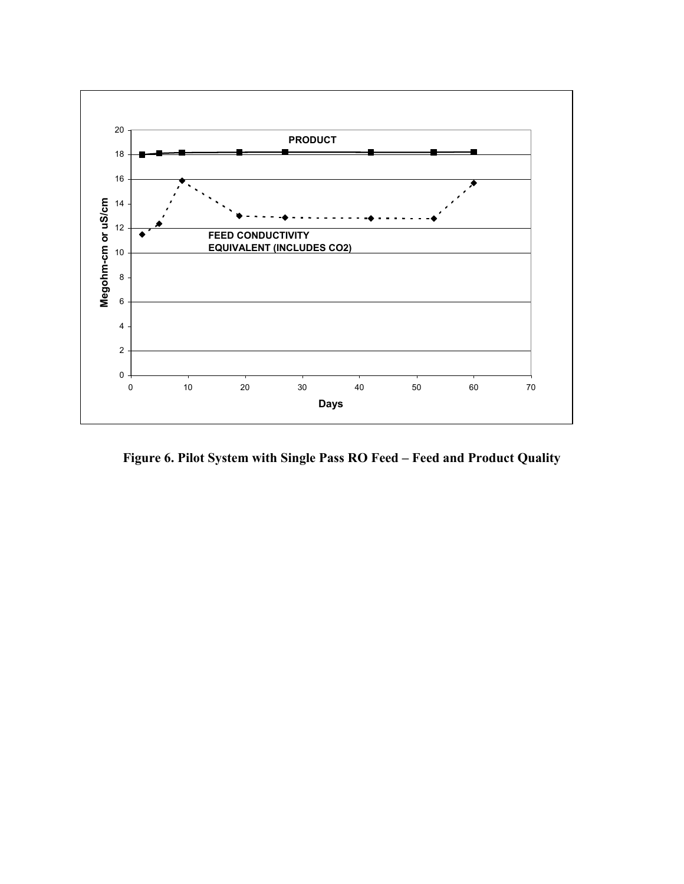**Figure 6. Pilot System with Single Pass RO Feed – Feed and Product Quality**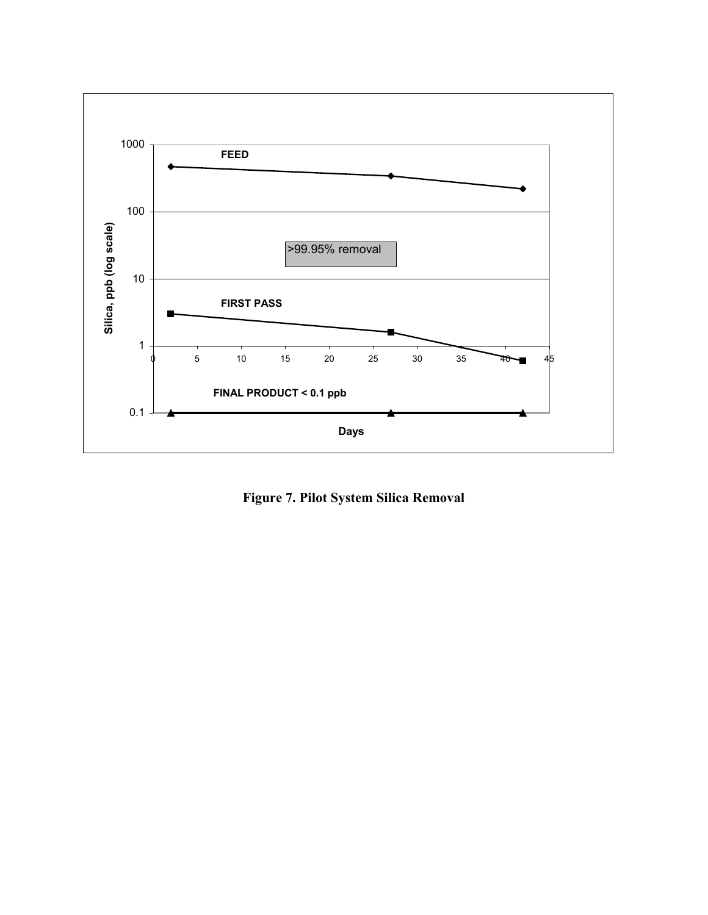Figure 7. Pilot System Silica Removal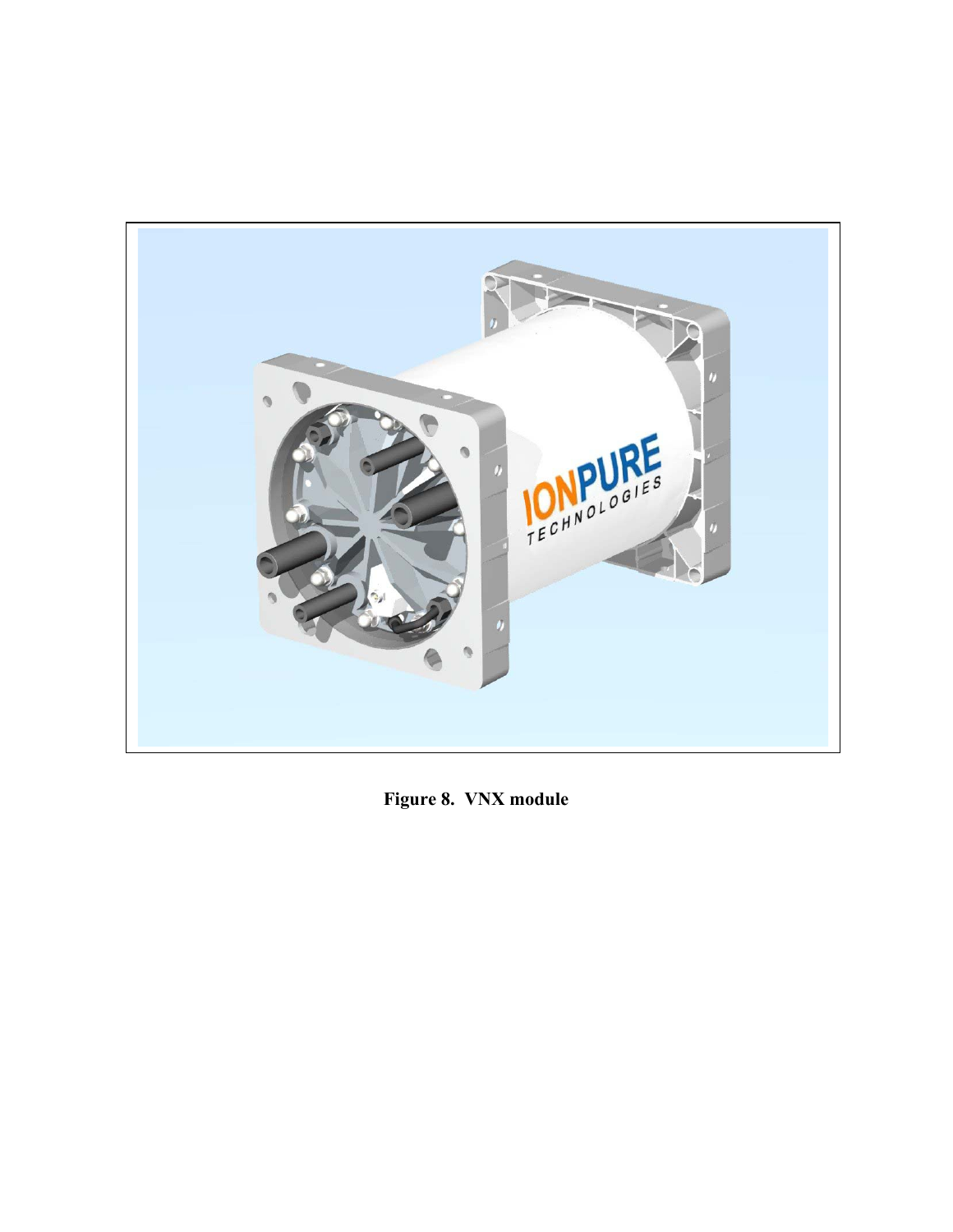**Figure 8. VNX module**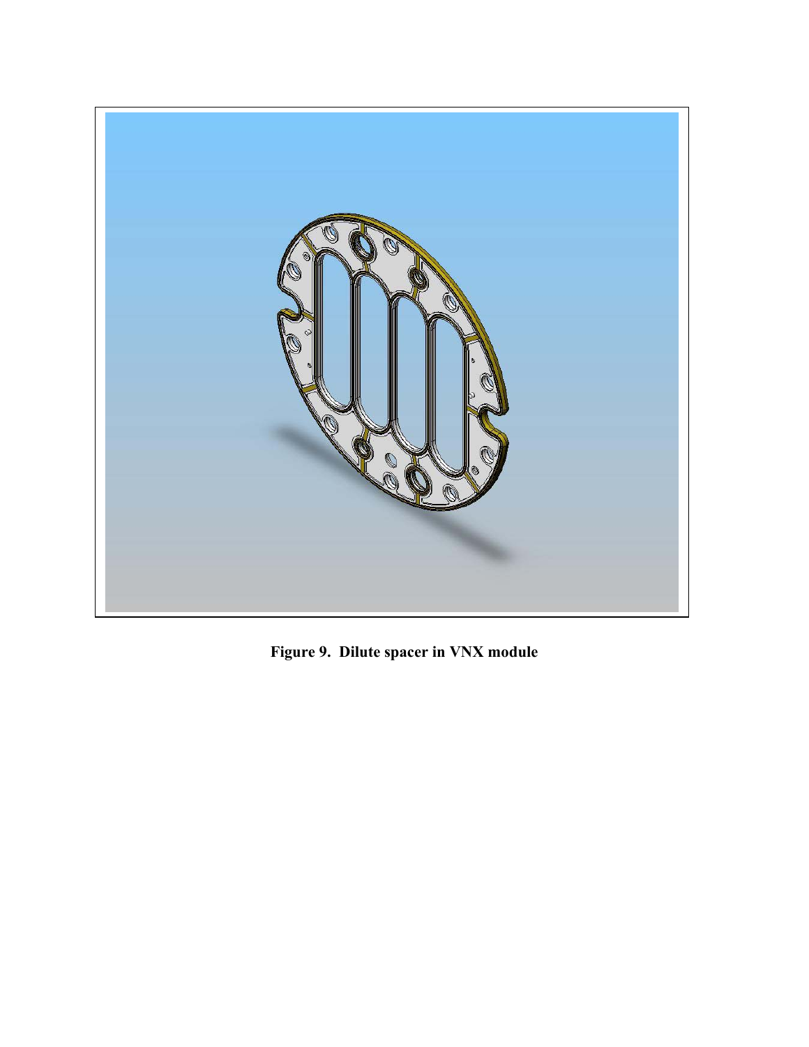**Figure 9. Dilute spacer in VNX module**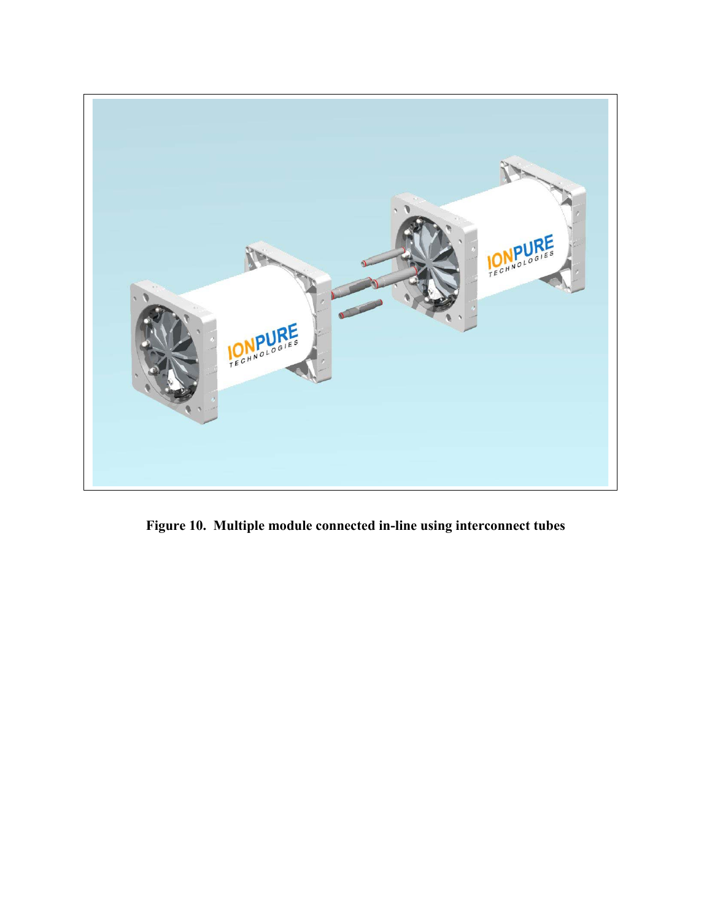**Figure 10. Multiple module connected in-line using interconnect tubes**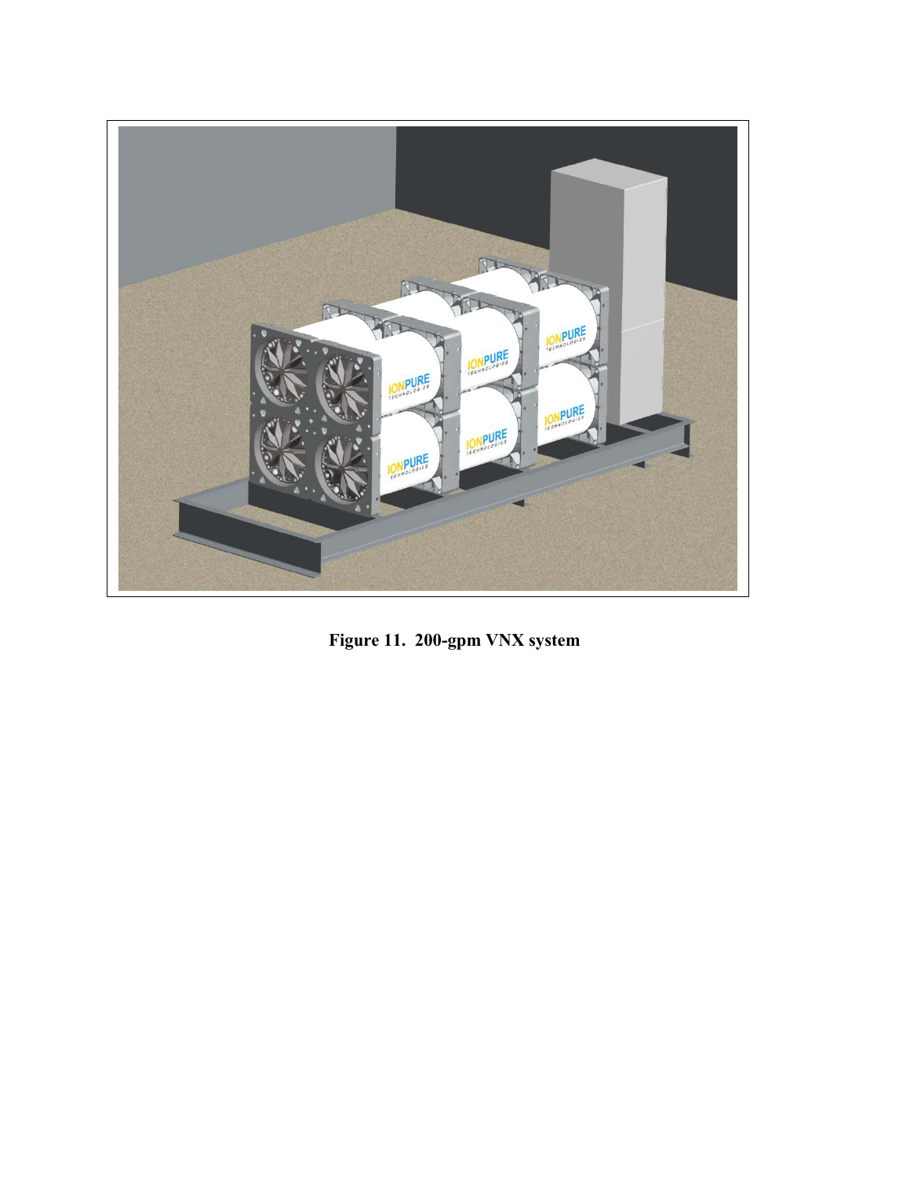**Figure 11. 200-gpm VNX system**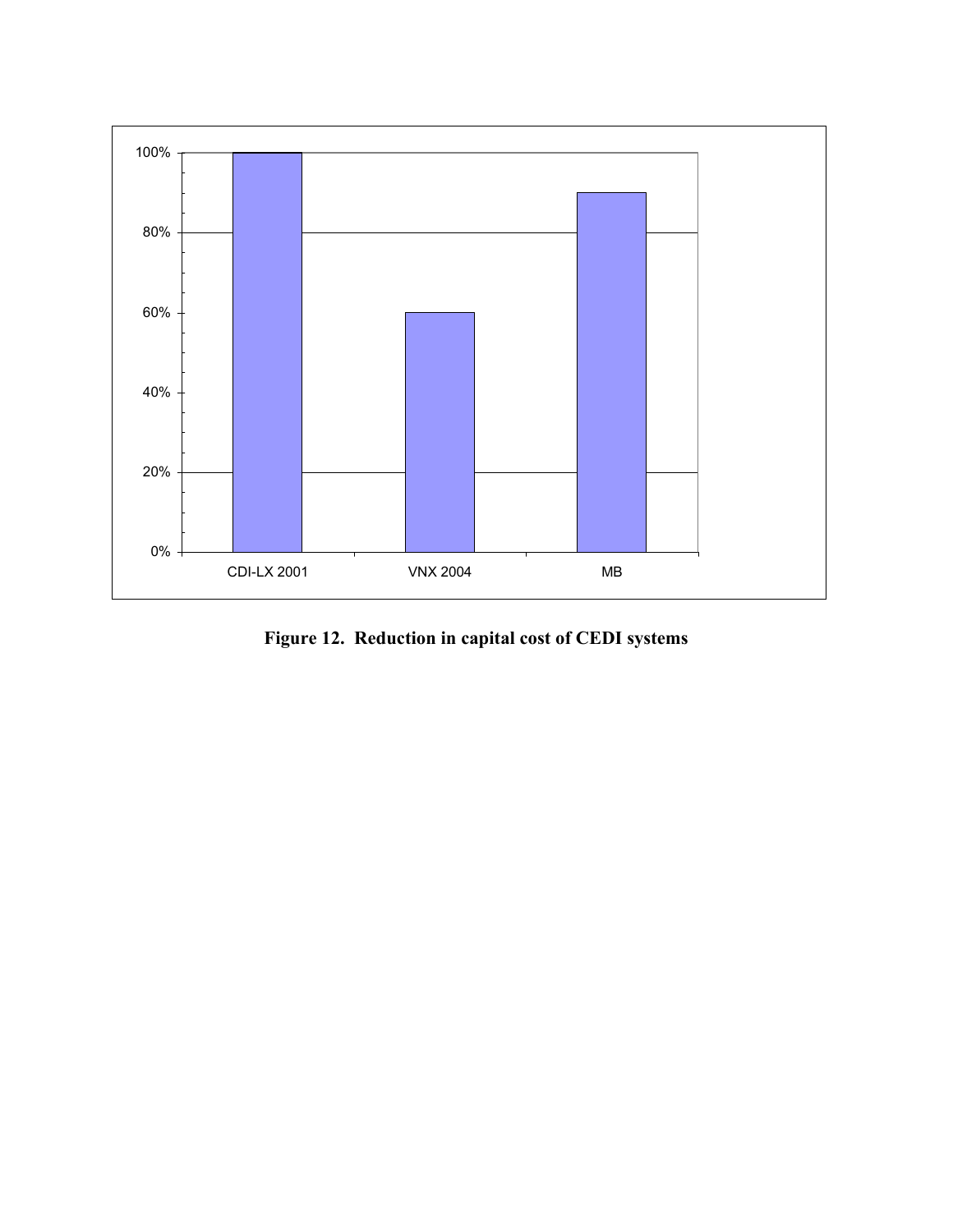100%
80%
60%
40%
20%
0%
CDI-LX 2001
VNX 2004
MB

**Figure 12. Reduction in capital cost of CEDI systems**